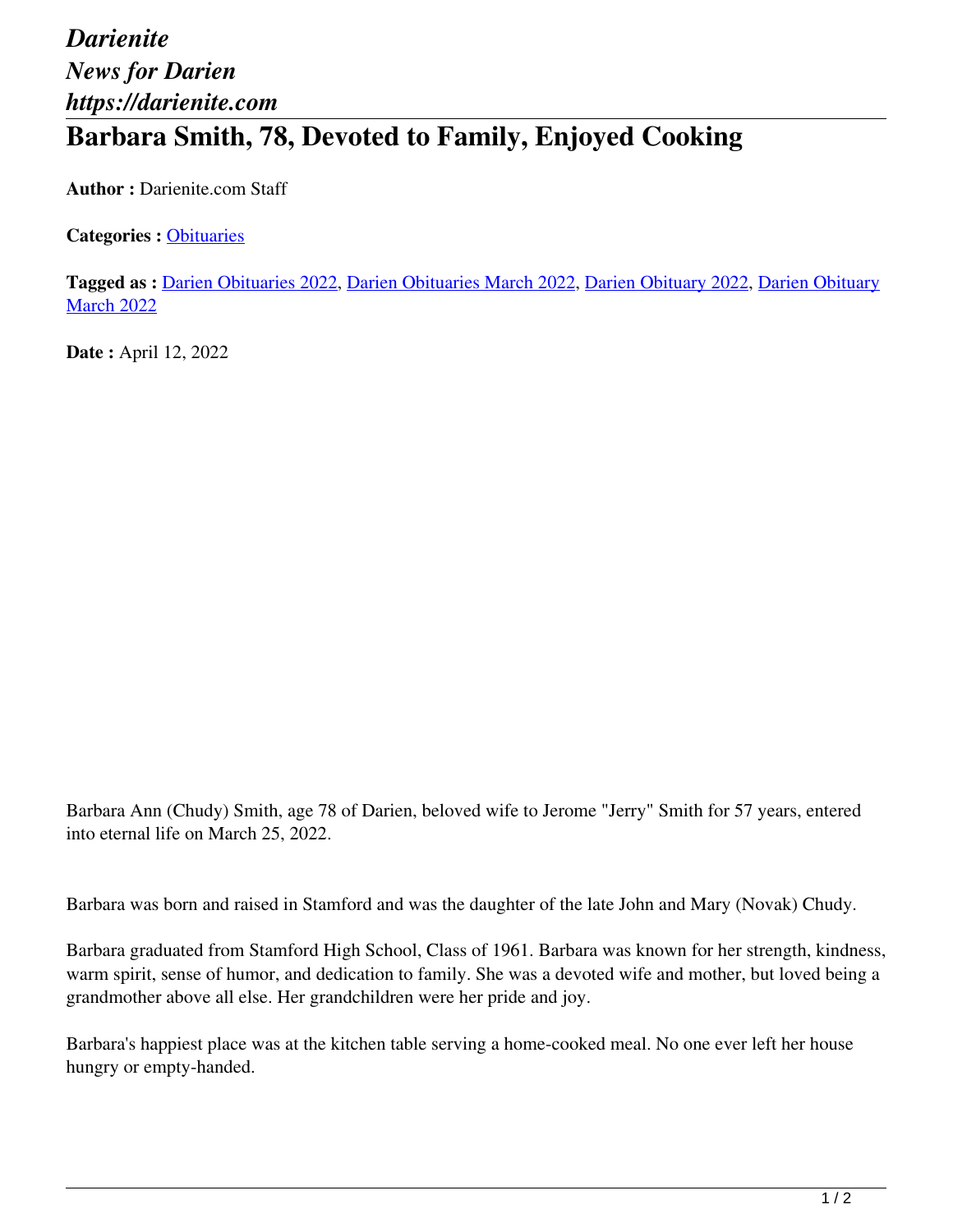*Darienite*
*News for Darien*
*https://darienite.com*

# Barbara Smith, 78, Devoted to Family, Enjoyed Cooking

**Author :** Darienite.com Staff

**Categories :** Obituaries

**Tagged as :** Darien Obituaries 2022, Darien Obituaries March 2022, Darien Obituary 2022, Darien Obituary March 2022

**Date :** April 12, 2022

Barbara Ann (Chudy) Smith, age 78 of Darien, beloved wife to Jerome "Jerry" Smith for 57 years, entered into eternal life on March 25, 2022.

Barbara was born and raised in Stamford and was the daughter of the late John and Mary (Novak) Chudy.

Barbara graduated from Stamford High School, Class of 1961. Barbara was known for her strength, kindness, warm spirit, sense of humor, and dedication to family. She was a devoted wife and mother, but loved being a grandmother above all else. Her grandchildren were her pride and joy.

Barbara's happiest place was at the kitchen table serving a home-cooked meal. No one ever left her house hungry or empty-handed.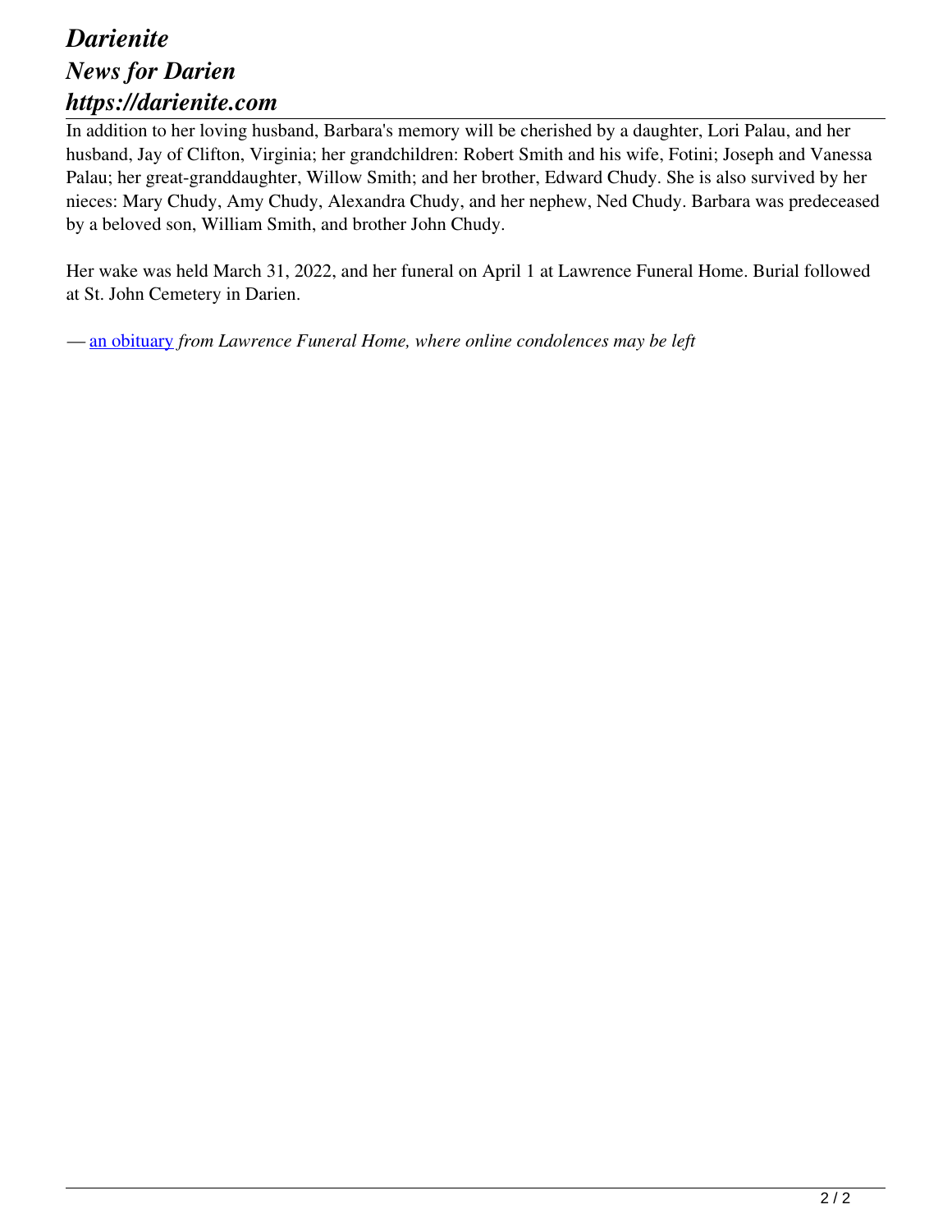In addition to her loving husband, Barbara's memory will be cherished by a daughter, Lori Palau, and her husband, Jay of Clifton, Virginia; her grandchildren: Robert Smith and his wife, Fotini; Joseph and Vanessa Palau; her great-granddaughter, Willow Smith; and her brother, Edward Chudy. She is also survived by her nieces: Mary Chudy, Amy Chudy, Alexandra Chudy, and her nephew, Ned Chudy. Barbara was predeceased by a beloved son, William Smith, and brother John Chudy.

Her wake was held March 31, 2022, and her funeral on April 1 at Lawrence Funeral Home. Burial followed at St. John Cemetery in Darien.

— an obituary *from Lawrence Funeral Home, where online condolences may be left*